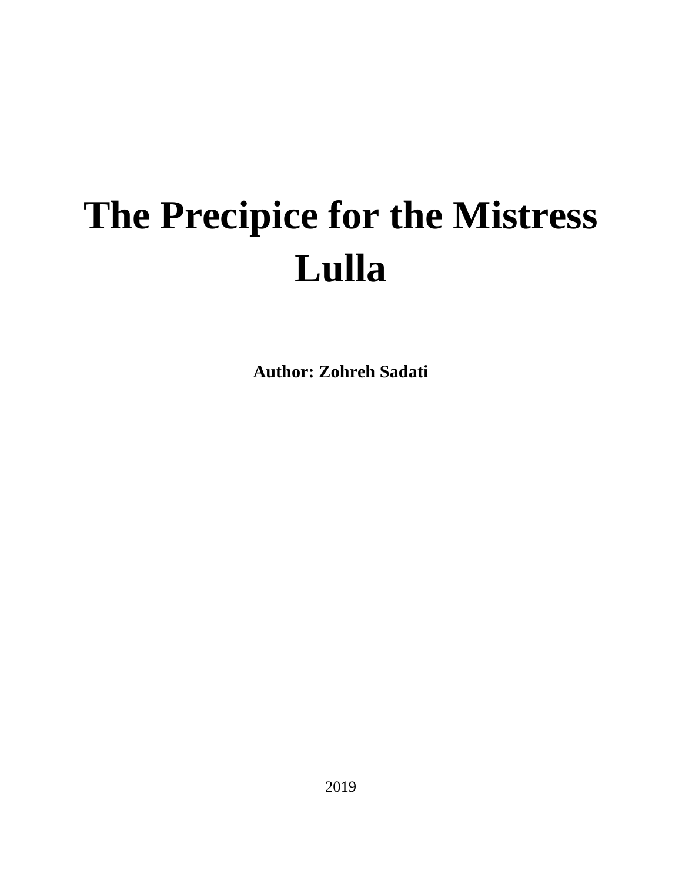# The Precipice for the Mistress Lulla

**Author: Zohreh Sadati**

2019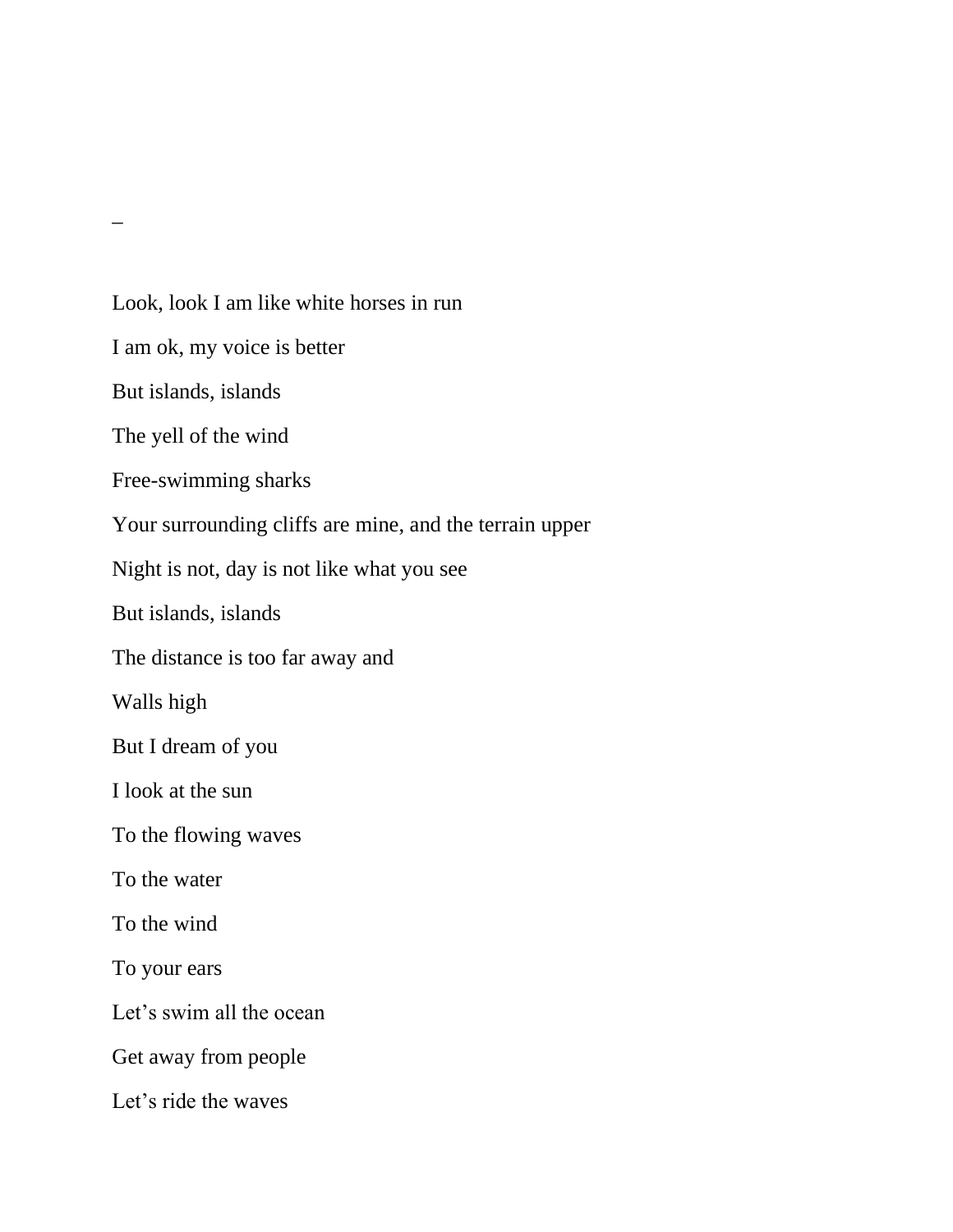–

Look, look I am like white horses in run

I am ok, my voice is better

But islands, islands

The yell of the wind

Free-swimming sharks

Your surrounding cliffs are mine, and the terrain upper

Night is not, day is not like what you see

But islands, islands

The distance is too far away and

Walls high

But I dream of you

I look at the sun

To the flowing waves

To the water

To the wind

To your ears

Let's swim all the ocean

Get away from people

Let's ride the waves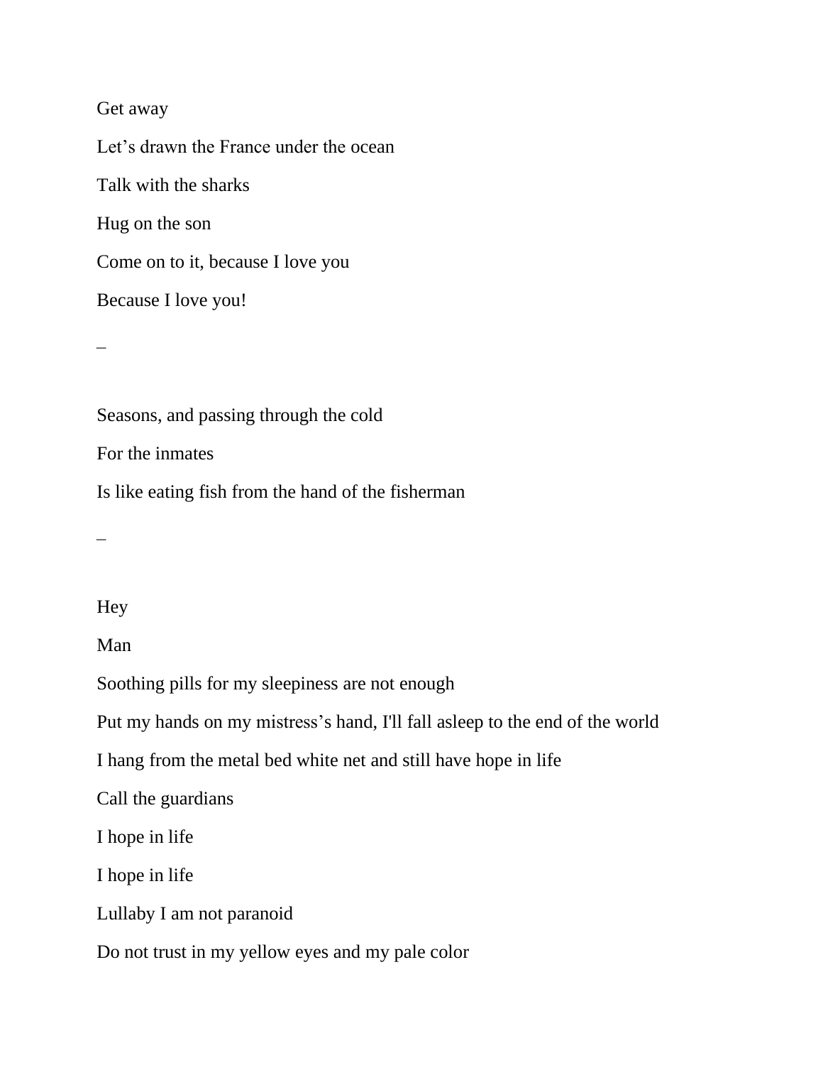Get away

Let’s drawn the France under the ocean

Talk with the sharks

Hug on the son

Come on to it, because I love you

Because I love you!

–

Seasons, and passing through the cold

For the inmates

Is like eating fish from the hand of the fisherman

–

Hey

Man

Soothing pills for my sleepiness are not enough

Put my hands on my mistress’s hand, I'll fall asleep to the end of the world

I hang from the metal bed white net and still have hope in life

Call the guardians

I hope in life

I hope in life

Lullaby I am not paranoid

Do not trust in my yellow eyes and my pale color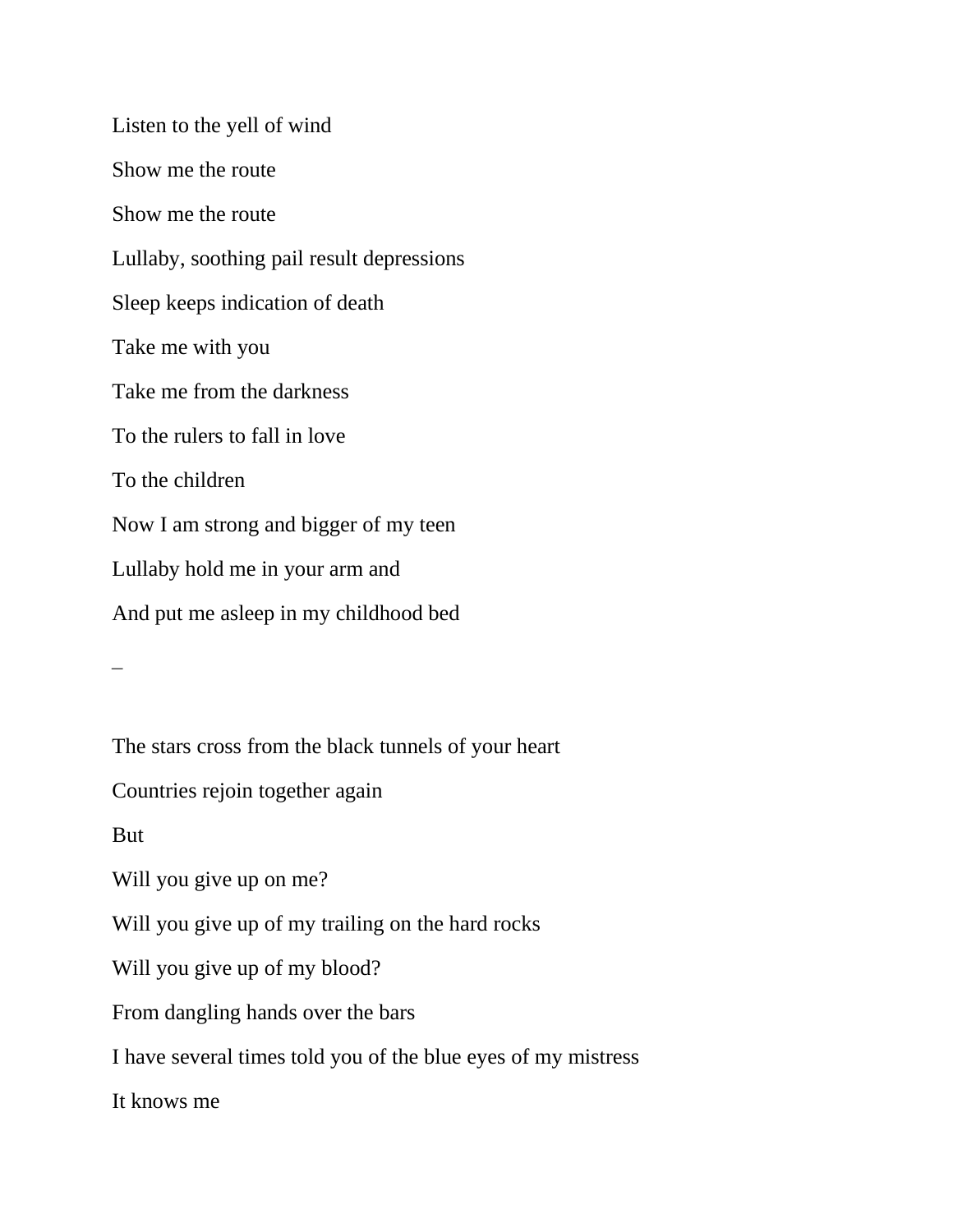Listen to the yell of wind

Show me the route

Show me the route

Lullaby, soothing pail result depressions

Sleep keeps indication of death

Take me with you

Take me from the darkness

To the rulers to fall in love

To the children

Now I am strong and bigger of my teen

Lullaby hold me in your arm and

And put me asleep in my childhood bed

_

The stars cross from the black tunnels of your heart

Countries rejoin together again

But

Will you give up on me?

Will you give up of my trailing on the hard rocks

Will you give up of my blood?

From dangling hands over the bars

I have several times told you of the blue eyes of my mistress

It knows me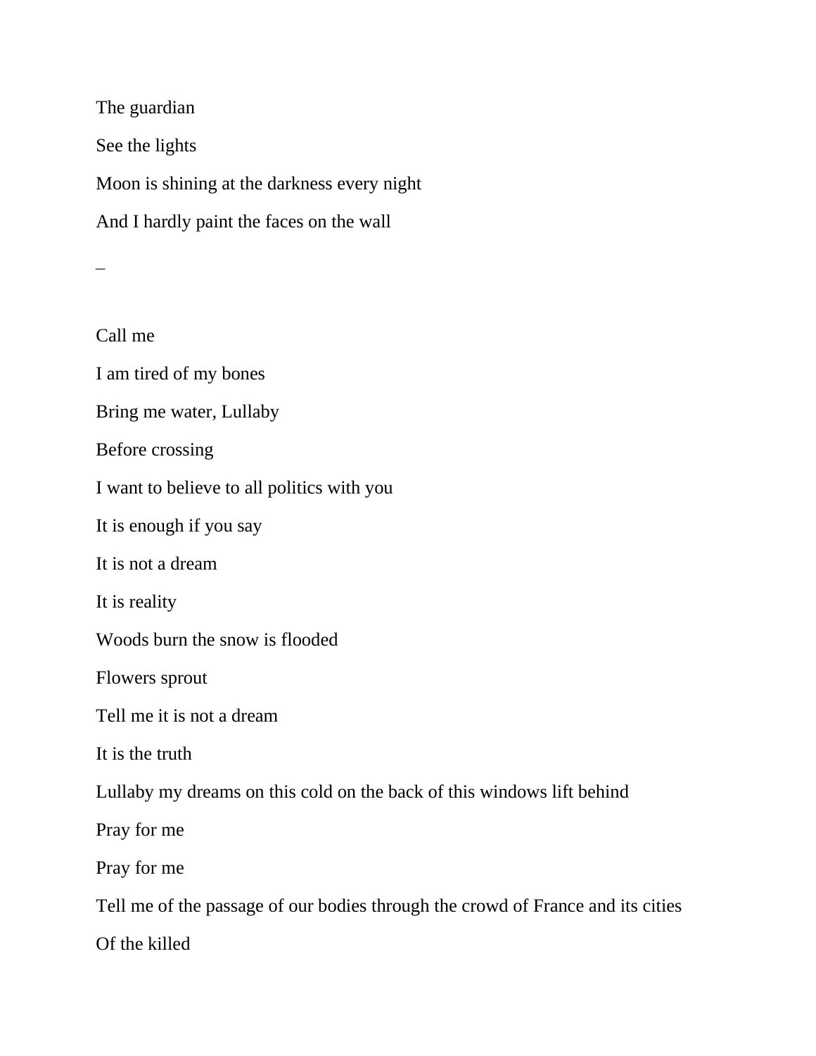The guardian

See the lights

Moon is shining at the darkness every night

And I hardly paint the faces on the wall

_

Call me

I am tired of my bones

Bring me water, Lullaby

Before crossing

I want to believe to all politics with you

It is enough if you say

It is not a dream

It is reality

Woods burn the snow is flooded

Flowers sprout

Tell me it is not a dream

It is the truth

Lullaby my dreams on this cold on the back of this windows lift behind

Pray for me

Pray for me

Tell me of the passage of our bodies through the crowd of France and its cities

Of the killed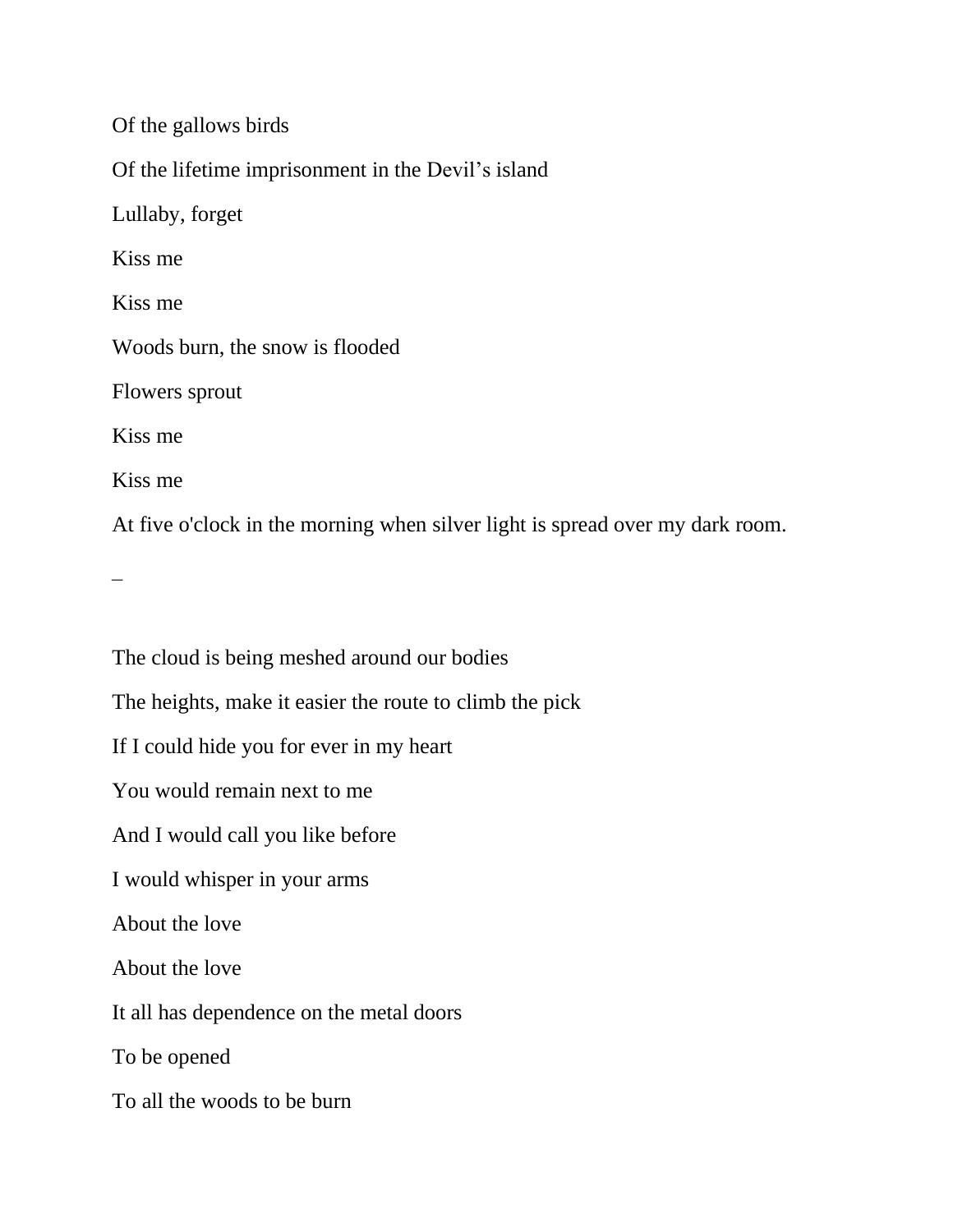Of the gallows birds

Of the lifetime imprisonment in the Devil's island

Lullaby, forget

Kiss me

Kiss me

Woods burn, the snow is flooded

Flowers sprout

Kiss me

Kiss me

At five o'clock in the morning when silver light is spread over my dark room.

_

The cloud is being meshed around our bodies

The heights, make it easier the route to climb the pick

If I could hide you for ever in my heart

You would remain next to me

And I would call you like before

I would whisper in your arms

About the love

About the love

It all has dependence on the metal doors

To be opened

To all the woods to be burn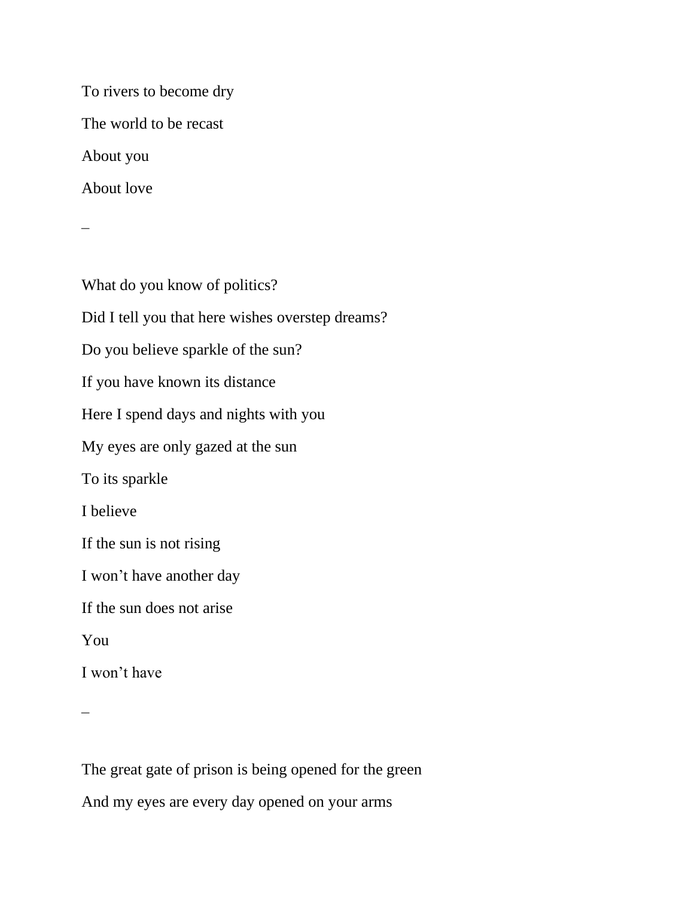To rivers to become dry

The world to be recast

About you

About love

–

What do you know of politics?

Did I tell you that here wishes overstep dreams?

Do you believe sparkle of the sun?

If you have known its distance

Here I spend days and nights with you

My eyes are only gazed at the sun

To its sparkle

I believe

If the sun is not rising

I won't have another day

If the sun does not arise

You

I won't have

–

The great gate of prison is being opened for the green

And my eyes are every day opened on your arms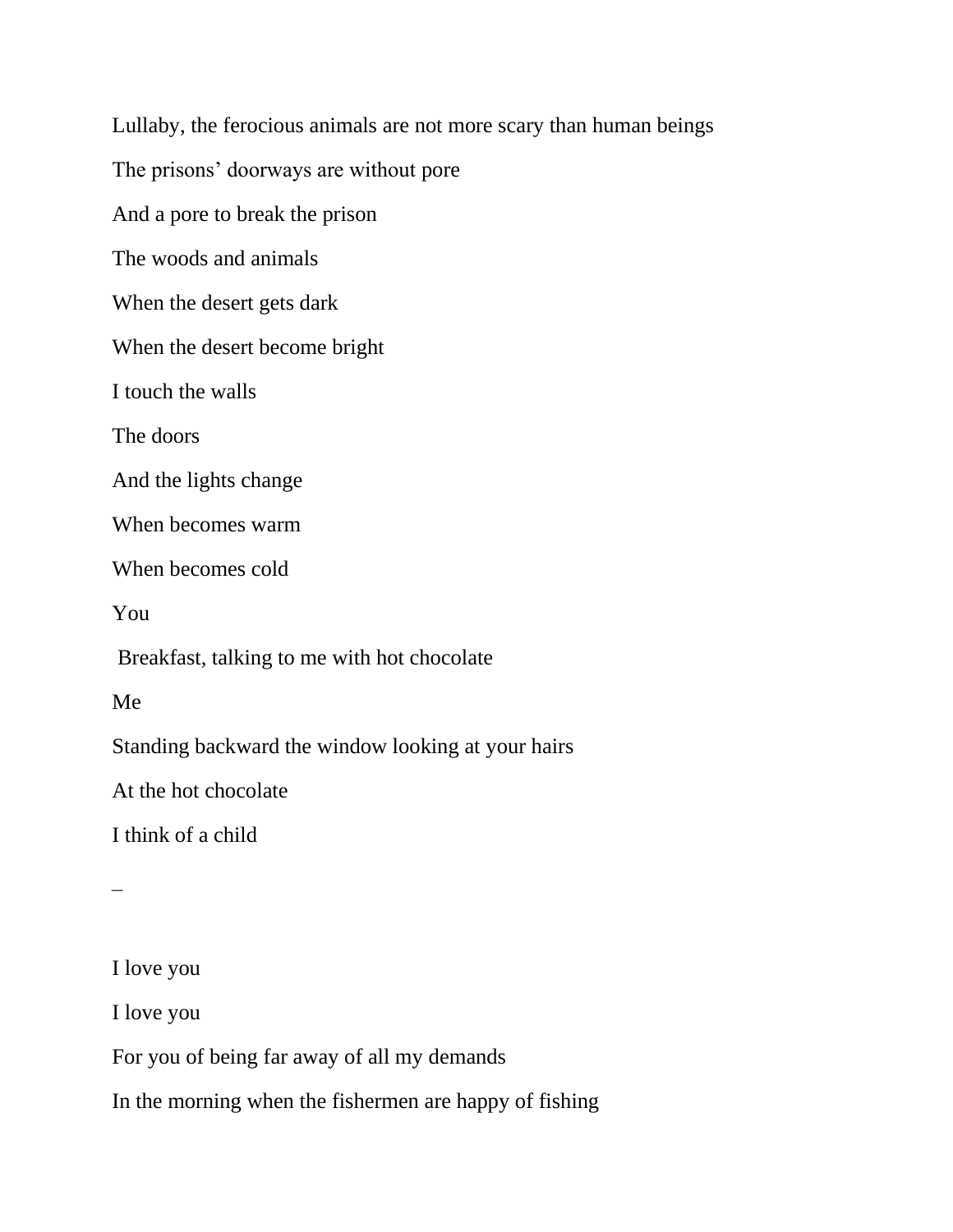Lullaby, the ferocious animals are not more scary than human beings

The prisons' doorways are without pore

And a pore to break the prison

The woods and animals

When the desert gets dark

When the desert become bright

I touch the walls

The doors

And the lights change

When becomes warm

When becomes cold

You

Breakfast, talking to me with hot chocolate

Me

Standing backward the window looking at your hairs

At the hot chocolate

I think of a child

–

I love you

I love you

For you of being far away of all my demands

In the morning when the fishermen are happy of fishing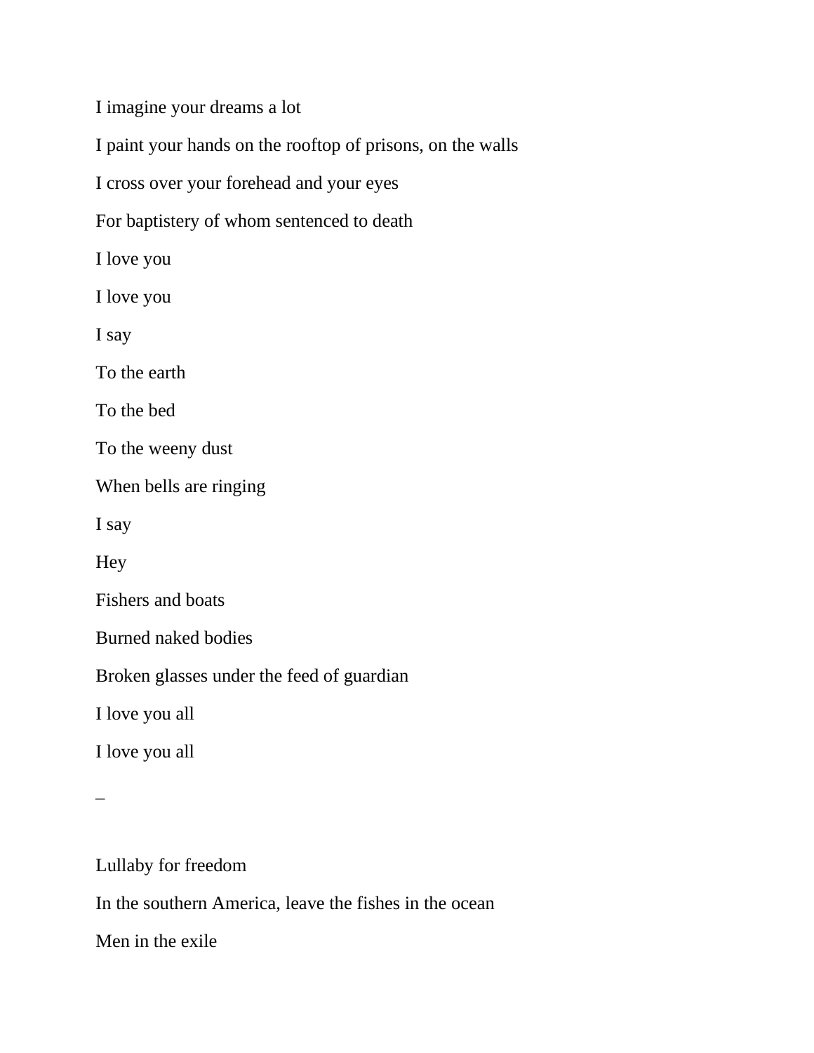I imagine your dreams a lot

I paint your hands on the rooftop of prisons, on the walls

I cross over your forehead and your eyes

For baptistery of whom sentenced to death

I love you

I love you

I say

To the earth

To the bed

To the weeny dust

When bells are ringing

I say

Hey

Fishers and boats

Burned naked bodies

Broken glasses under the feed of guardian

I love you all

I love you all

_

Lullaby for freedom

In the southern America, leave the fishes in the ocean

Men in the exile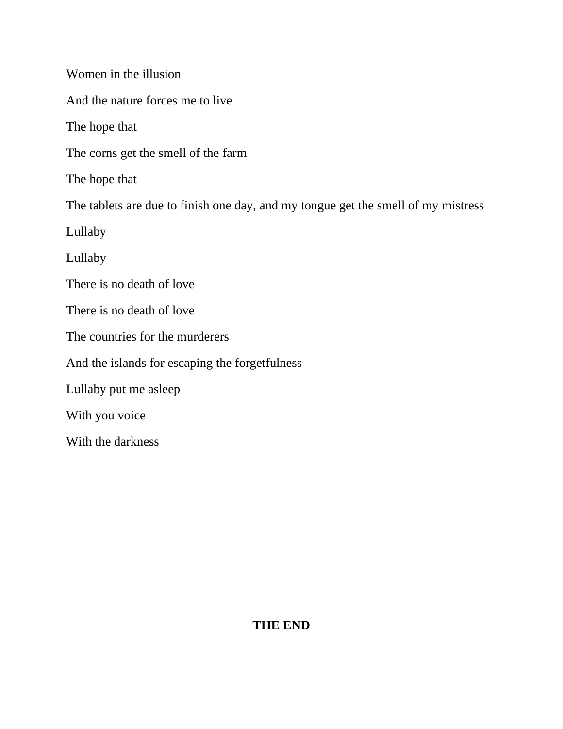Women in the illusion

And the nature forces me to live

The hope that

The corns get the smell of the farm

The hope that

The tablets are due to finish one day, and my tongue get the smell of my mistress

Lullaby

Lullaby

There is no death of love

There is no death of love

The countries for the murderers

And the islands for escaping the forgetfulness

Lullaby put me asleep

With you voice

With the darkness

**THE END**